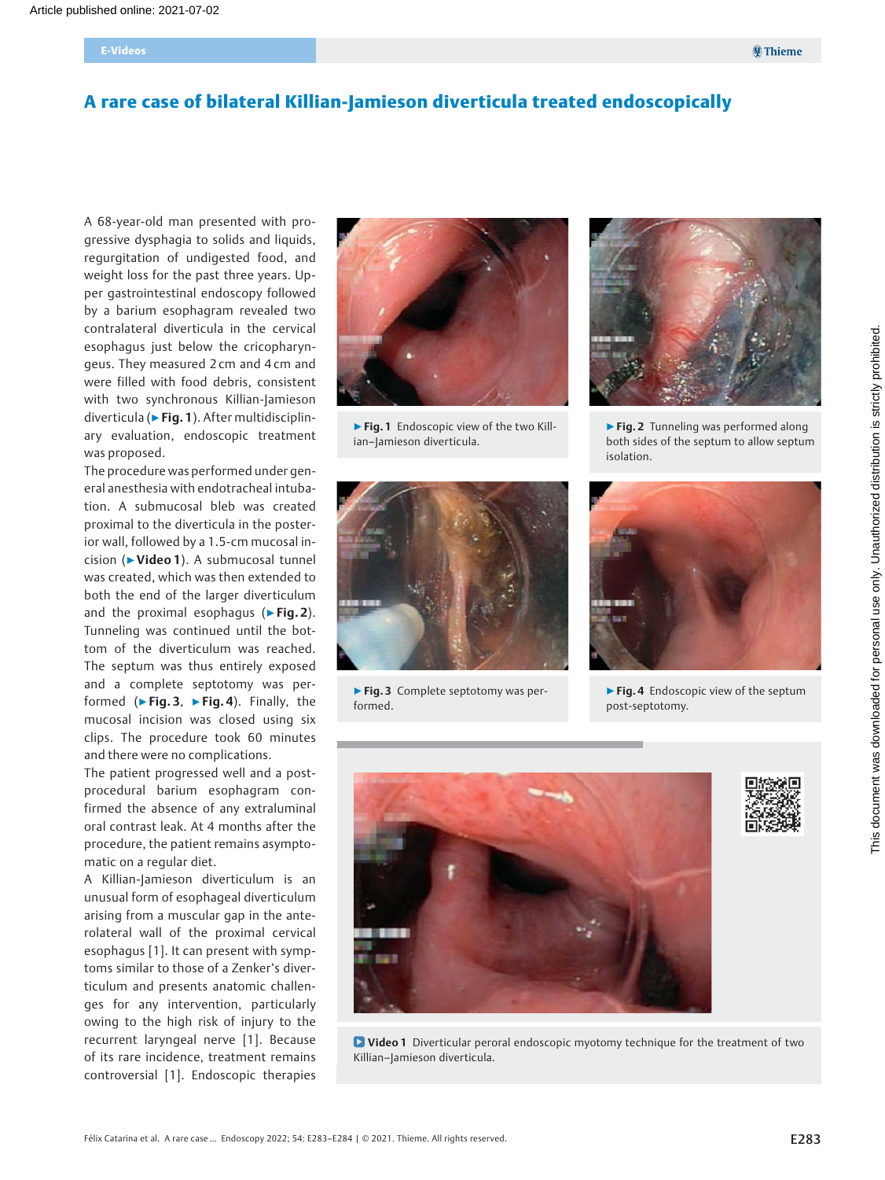# A rare case of bilateral Killian-Jamieson diverticula treated endoscopically

A 68-year-old man presented with progressive dysphagia to solids and liquids, regurgitation of undigested food, and weight loss for the past three years. Upper gastrointestinal endoscopy followed by a barium esophagram revealed two contralateral diverticula in the cervical esophagus just below the cricopharyngeus. They measured 2 cm and 4 cm and were filled with food debris, consistent with two synchronous Killian-Jamieson diverticula (▶ **Fig. 1**). After multidisciplinary evaluation, endoscopic treatment was proposed.

The procedure was performed under general anesthesia with endotracheal intubation. A submucosal bleb was created proximal to the diverticula in the posterior wall, followed by a 1.5-cm mucosal incision (▶ **Video 1**). A submucosal tunnel was created, which was then extended to both the end of the larger diverticulum and the proximal esophagus (▶ **Fig. 2**). Tunneling was continued until the bottom of the diverticulum was reached. The septum was thus entirely exposed and a complete septotomy was performed (▶ **Fig. 3**, ▶ **Fig. 4**). Finally, the mucosal incision was closed using six clips. The procedure took 60 minutes and there were no complications.

The patient progressed well and a post-procedural barium esophagram confirmed the absence of any extraluminal oral contrast leak. At 4 months after the procedure, the patient remains asymptomatic on a regular diet.

A Killian-Jamieson diverticulum is an unusual form of esophageal diverticulum arising from a muscular gap in the anterolateral wall of the proximal cervical esophagus [1]. It can present with symptoms similar to those of a Zenker's diverticulum and presents anatomic challenges for any intervention, particularly owing to the high risk of injury to the recurrent laryngeal nerve [1]. Because of its rare incidence, treatment remains controversial [1]. Endoscopic therapies

▶ **Fig. 1** Endoscopic view of the two Killian–Jamieson diverticula.

▶ **Fig. 2** Tunneling was performed along both sides of the septum to allow septum isolation.

▶ **Fig. 3** Complete septotomy was performed.

▶ **Fig. 4** Endoscopic view of the septum post-septotomy.

**Video 1** Diverticular peroral endoscopic myotomy technique for the treatment of two Killian–Jamieson diverticula.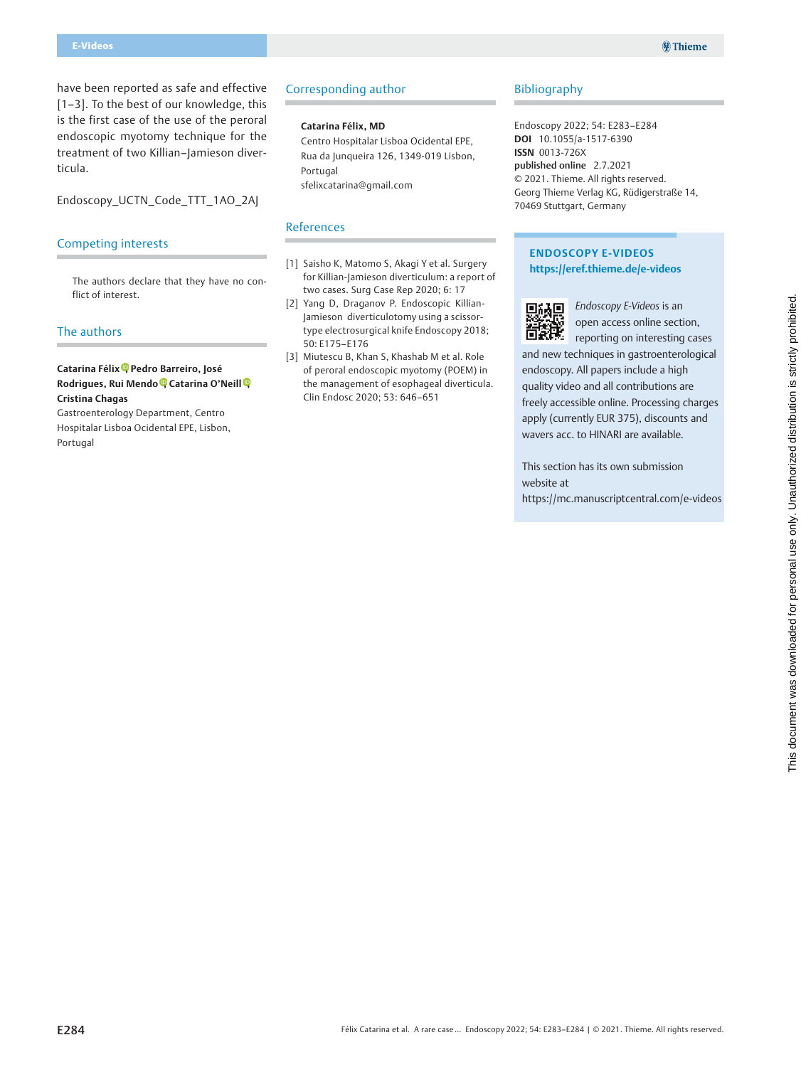have been reported as safe and effective [1–3]. To the best of our knowledge, this is the first case of the use of the peroral endoscopic myotomy technique for the treatment of two Killian–Jamieson diverticula.

Endoscopy_UCTN_Code_TTT_1AO_2AJ

## Competing interests

The authors declare that they have no conflict of interest.

## The authors

**Catarina Félix, Pedro Barreiro, José Rodrigues, Rui Mendo, Catarina O'Neill, Cristina Chagas**
Gastroenterology Department, Centro Hospitalar Lisboa Ocidental EPE, Lisbon, Portugal

## Corresponding author

**Catarina Félix, MD**
Centro Hospitalar Lisboa Ocidental EPE, Rua da Junqueira 126, 1349-019 Lisbon, Portugal
sfelixcatarina@gmail.com

## References

[1] Saisho K, Matomo S, Akagi Y et al. Surgery for Killian-Jamieson diverticulum: a report of two cases. Surg Case Rep 2020; 6: 17

[2] Yang D, Draganov P. Endoscopic Killian-Jamieson diverticulotomy using a scissor-type electrosurgical knife Endoscopy 2018; 50: E175–E176

[3] Miutescu B, Khan S, Khashab M et al. Role of peroral endoscopic myotomy (POEM) in the management of esophageal diverticula. Clin Endosc 2020; 53: 646–651

## Bibliography

Endoscopy 2022; 54: E283–E284
**DOI** 10.1055/a-1517-6390
**ISSN** 0013-726X
**published online** 2.7.2021
© 2021. Thieme. All rights reserved.
Georg Thieme Verlag KG, Rüdigerstraße 14, 70469 Stuttgart, Germany

**ENDOSCOPY E-VIDEOS**
**https://eref.thieme.de/e-videos**

*Endoscopy E-Videos* is an open access online section, reporting on interesting cases and new techniques in gastroenterological endoscopy. All papers include a high quality video and all contributions are freely accessible online. Processing charges apply (currently EUR 375), discounts and wavers acc. to HINARI are available.

This section has its own submission website at https://mc.manuscriptcentral.com/e-videos